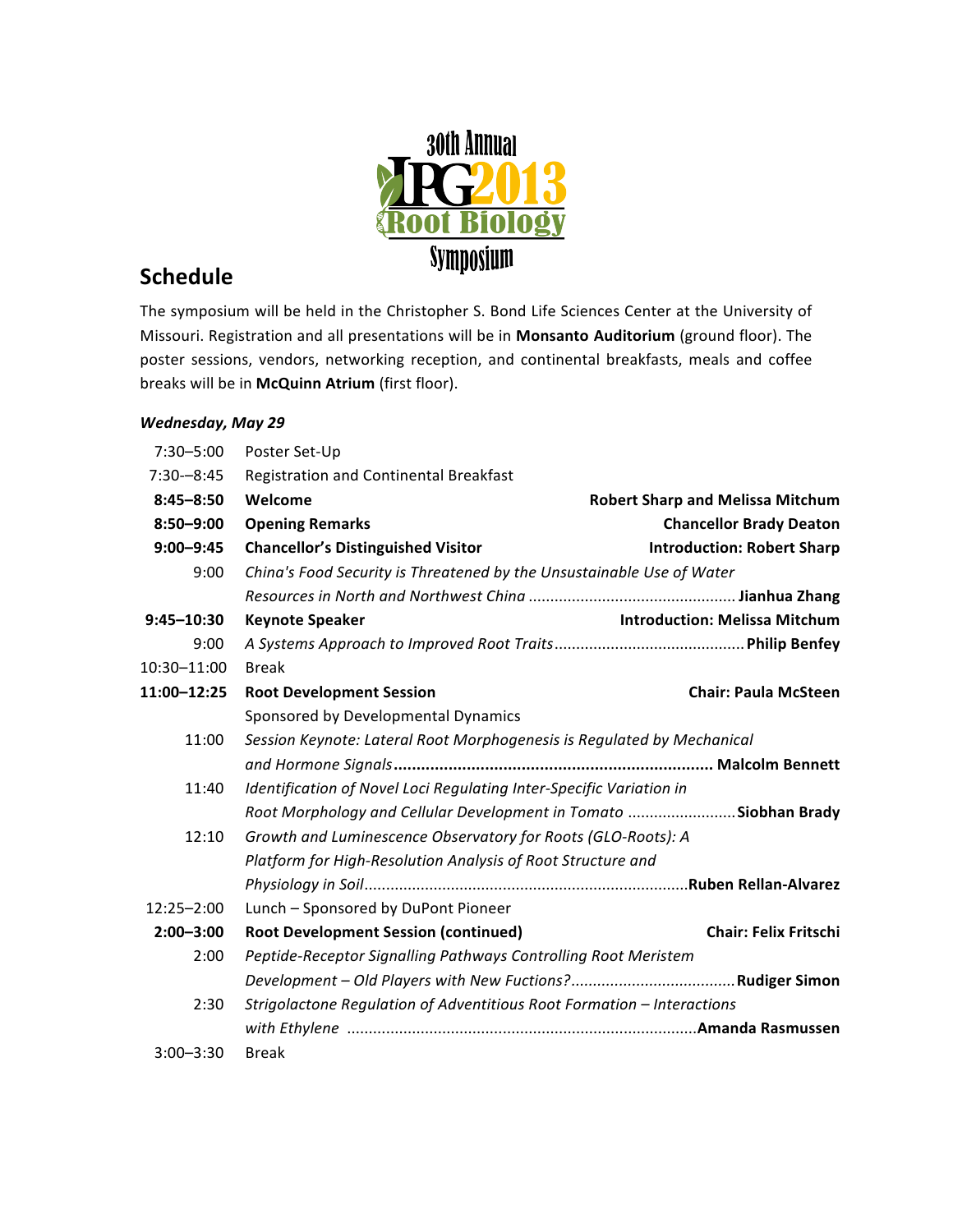30th Annual IPG 2013 Root Biology Symposium

## Schedule

The symposium will be held in the Christopher S. Bond Life Sciences Center at the University of Missouri. Registration and all presentations will be in **Monsanto Auditorium** (ground floor). The poster sessions, vendors, networking reception, and continental breakfasts, meals and coffee breaks will be in **McQuinn Atrium** (first floor).

### *Wednesday, May 29*

| Time | Event | |
|---|---|---|
| 7:30–5:00 | Poster Set-Up | |
| 7:30-–8:45 | Registration and Continental Breakfast | |
| **8:45–8:50** | **Welcome** | **Robert Sharp and Melissa Mitchum** |
| **8:50–9:00** | **Opening Remarks** | **Chancellor Brady Deaton** |
| **9:00–9:45** | **Chancellor's Distinguished Visitor** | **Introduction: Robert Sharp** |
| 9:00 | *China's Food Security is Threatened by the Unsustainable Use of Water Resources in North and Northwest China* | **Jianhua Zhang** |
| **9:45–10:30** | **Keynote Speaker** | **Introduction: Melissa Mitchum** |
| 9:00 | *A Systems Approach to Improved Root Traits* | **Philip Benfey** |
| 10:30–11:00 | Break | |
| **11:00–12:25** | **Root Development Session**<br>Sponsored by Developmental Dynamics | **Chair: Paula McSteen** |
| 11:00 | *Session Keynote: Lateral Root Morphogenesis is Regulated by Mechanical and Hormone Signals* | **Malcolm Bennett** |
| 11:40 | *Identification of Novel Loci Regulating Inter-Specific Variation in Root Morphology and Cellular Development in Tomato* | **Siobhan Brady** |
| 12:10 | *Growth and Luminescence Observatory for Roots (GLO-Roots): A Platform for High-Resolution Analysis of Root Structure and Physiology in Soil* | **Ruben Rellan-Alvarez** |
| 12:25–2:00 | Lunch – Sponsored by DuPont Pioneer | |
| **2:00–3:00** | **Root Development Session (continued)** | **Chair: Felix Fritschi** |
| 2:00 | *Peptide-Receptor Signalling Pathways Controlling Root Meristem Development – Old Players with New Fuctions?* | **Rudiger Simon** |
| 2:30 | *Strigolactone Regulation of Adventitious Root Formation – Interactions with Ethylene* | **Amanda Rasmussen** |
| 3:00–3:30 | Break | |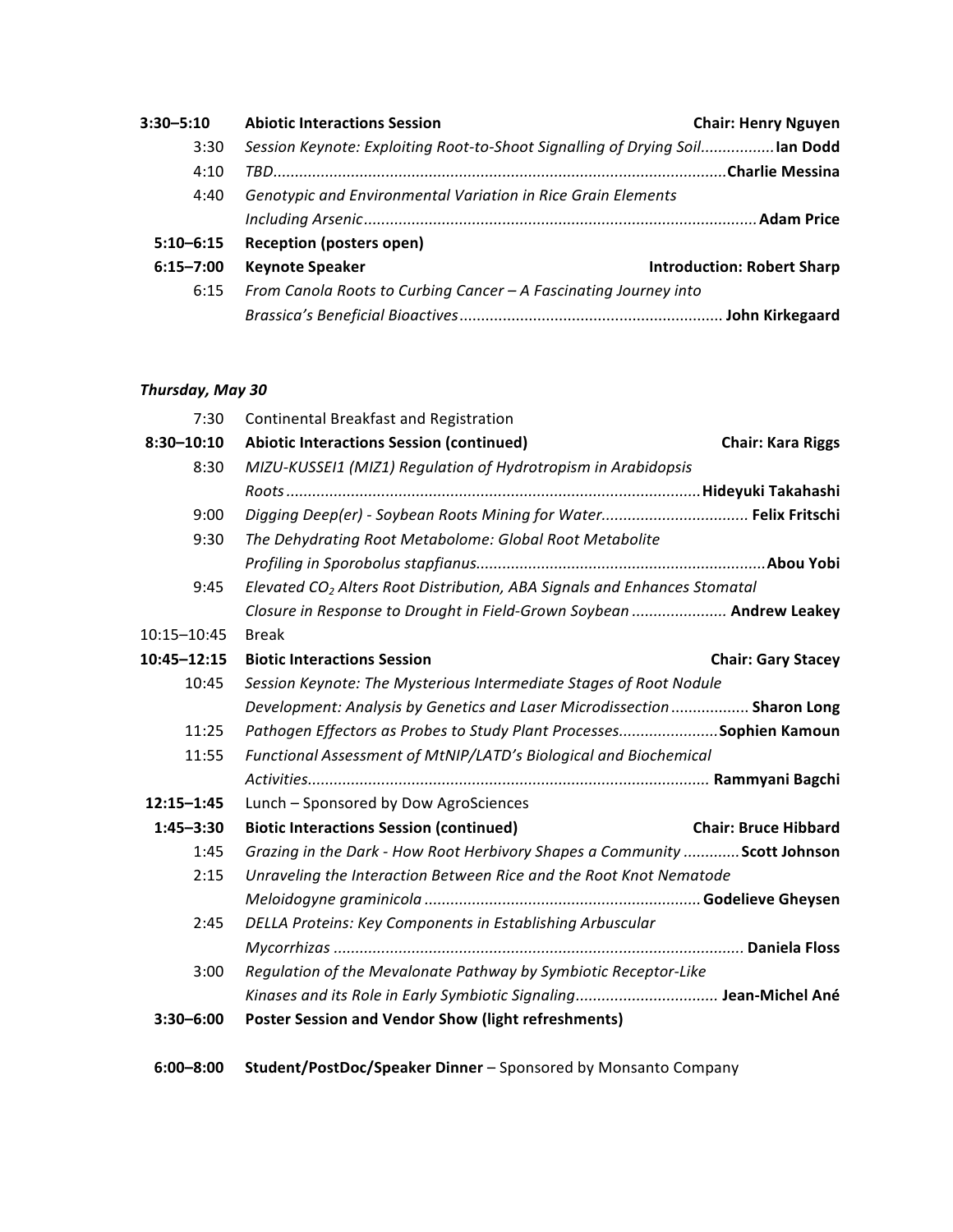| | | |
|---|---|---|
| **3:30–5:10** | **Abiotic Interactions Session** | **Chair: Henry Nguyen** |
| 3:30 | *Session Keynote: Exploiting Root-to-Shoot Signalling of Drying Soil* | **Ian Dodd** |
| 4:10 | *TBD* | **Charlie Messina** |
| 4:40 | *Genotypic and Environmental Variation in Rice Grain Elements Including Arsenic* | **Adam Price** |
| **5:10–6:15** | **Reception (posters open)** | |
| **6:15–7:00** | **Keynote Speaker** | **Introduction: Robert Sharp** |
| 6:15 | *From Canola Roots to Curbing Cancer – A Fascinating Journey into Brassica's Beneficial Bioactives* | **John Kirkegaard** |

***Thursday, May 30***

| | | |
|---|---|---|
| 7:30 | Continental Breakfast and Registration | |
| **8:30–10:10** | **Abiotic Interactions Session (continued)** | **Chair: Kara Riggs** |
| 8:30 | *MIZU-KUSSEI1 (MIZ1) Regulation of Hydrotropism in Arabidopsis Roots* | **Hideyuki Takahashi** |
| 9:00 | *Digging Deep(er) - Soybean Roots Mining for Water* | **Felix Fritschi** |
| 9:30 | *The Dehydrating Root Metabolome: Global Root Metabolite Profiling in Sporobolus stapfianus* | **Abou Yobi** |
| 9:45 | *Elevated $CO_2$ Alters Root Distribution, ABA Signals and Enhances Stomatal Closure in Response to Drought in Field-Grown Soybean* | **Andrew Leakey** |
| 10:15–10:45 | Break | |
| **10:45–12:15** | **Biotic Interactions Session** | **Chair: Gary Stacey** |
| 10:45 | *Session Keynote: The Mysterious Intermediate Stages of Root Nodule Development: Analysis by Genetics and Laser Microdissection* | **Sharon Long** |
| 11:25 | *Pathogen Effectors as Probes to Study Plant Processes* | **Sophien Kamoun** |
| 11:55 | *Functional Assessment of MtNIP/LATD's Biological and Biochemical Activities* | **Rammyani Bagchi** |
| **12:15–1:45** | Lunch – Sponsored by Dow AgroSciences | |
| **1:45–3:30** | **Biotic Interactions Session (continued)** | **Chair: Bruce Hibbard** |
| 1:45 | *Grazing in the Dark - How Root Herbivory Shapes a Community* | **Scott Johnson** |
| 2:15 | *Unraveling the Interaction Between Rice and the Root Knot Nematode Meloidogyne graminicola* | **Godelieve Gheysen** |
| 2:45 | *DELLA Proteins: Key Components in Establishing Arbuscular Mycorrhizas* | **Daniela Floss** |
| 3:00 | *Regulation of the Mevalonate Pathway by Symbiotic Receptor-Like Kinases and its Role in Early Symbiotic Signaling* | **Jean-Michel Ané** |
| **3:30–6:00** | **Poster Session and Vendor Show (light refreshments)** | |
| **6:00–8:00** | **Student/PostDoc/Speaker Dinner** – Sponsored by Monsanto Company | |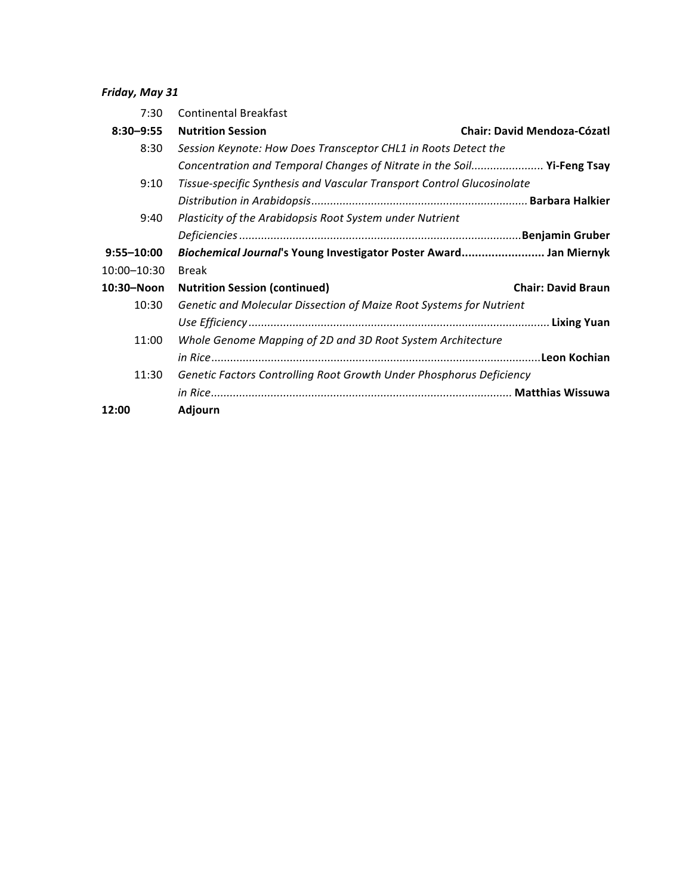***Friday, May 31***

| | | |
|---|---|---|
| 7:30 | Continental Breakfast | |
| **8:30–9:55** | **Nutrition Session** | **Chair: David Mendoza-Cózatl** |
| 8:30 | *Session Keynote: How Does Transceptor CHL1 in Roots Detect the Concentration and Temporal Changes of Nitrate in the Soil* | **Yi-Feng Tsay** |
| 9:10 | *Tissue-specific Synthesis and Vascular Transport Control Glucosinolate Distribution in Arabidopsis* | **Barbara Halkier** |
| 9:40 | *Plasticity of the Arabidopsis Root System under Nutrient Deficiencies* | **Benjamin Gruber** |
| **9:55–10:00** | ***Biochemical Journal*'s Young Investigator Poster Award** | **Jan Miernyk** |
| 10:00–10:30 | Break | |
| **10:30–Noon** | **Nutrition Session (continued)** | **Chair: David Braun** |
| 10:30 | *Genetic and Molecular Dissection of Maize Root Systems for Nutrient Use Efficiency* | **Lixing Yuan** |
| 11:00 | *Whole Genome Mapping of 2D and 3D Root System Architecture in Rice* | **Leon Kochian** |
| 11:30 | *Genetic Factors Controlling Root Growth Under Phosphorus Deficiency in Rice* | **Matthias Wissuwa** |
| **12:00** | **Adjourn** | |